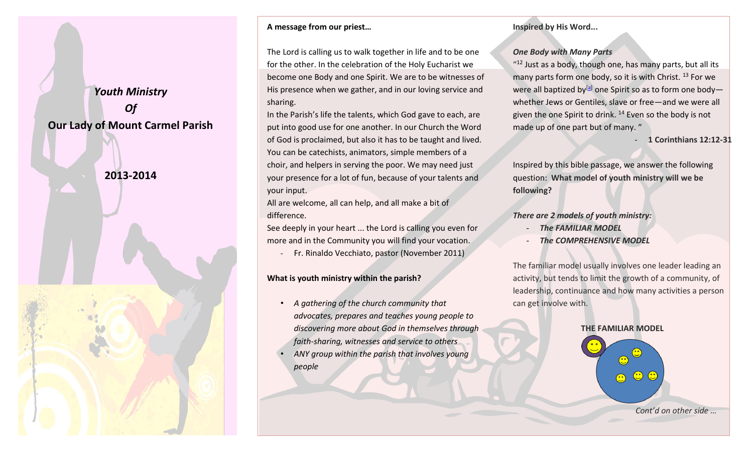# *Youth Ministry*
# *Of*
# Our Lady of Mount Carmel Parish

## 2013-2014

**A message from our priest…**

The Lord is calling us to walk together in life and to be one for the other. In the celebration of the Holy Eucharist we become one Body and one Spirit. We are to be witnesses of His presence when we gather, and in our loving service and sharing.

In the Parish's life the talents, which God gave to each, are put into good use for one another. In our Church the Word of God is proclaimed, but also it has to be taught and lived. You can be catechists, animators, simple members of a choir, and helpers in serving the poor. We may need just your presence for a lot of fun, because of your talents and your input.

All are welcome, all can help, and all make a bit of difference.

See deeply in your heart ... the Lord is calling you even for more and in the Community you will find your vocation.

- Fr. Rinaldo Vecchiato, pastor (November 2011)

**What is youth ministry within the parish?**

- *A gathering of the church community that advocates, prepares and teaches young people to discovering more about God in themselves through faith-sharing, witnesses and service to others*
- *ANY group within the parish that involves young people*

**Inspired by His Word...**

***One Body with Many Parts***

"[12] Just as a body, though one, has many parts, but all its many parts form one body, so it is with Christ. [13] For we were all baptized by[a] one Spirit so as to form one body—whether Jews or Gentiles, slave or free—and we were all given the one Spirit to drink. [14] Even so the body is not made up of one part but of many. "

- **1 Corinthians 12:12-31**

Inspired by this bible passage, we answer the following question: **What model of youth ministry will we be following?**

***There are 2 models of youth ministry:***

- ***The FAMILIAR MODEL***
- ***The COMPREHENSIVE MODEL***

The familiar model usually involves one leader leading an activity, but tends to limit the growth of a community, of leadership, continuance and how many activities a person can get involve with.

**THE FAMILIAR MODEL**

*Cont'd on other side …*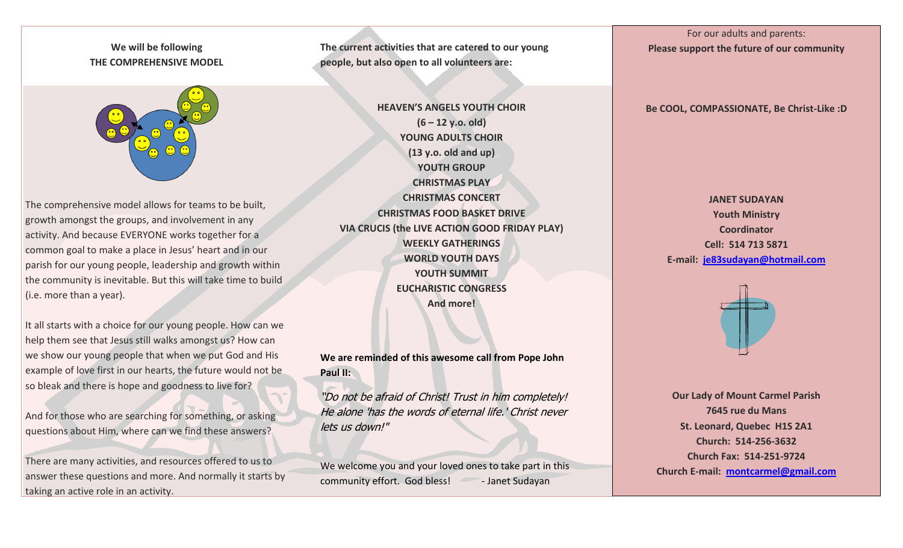**We will be following**
**THE COMPREHENSIVE MODEL**

The comprehensive model allows for teams to be built, growth amongst the groups, and involvement in any activity. And because EVERYONE works together for a common goal to make a place in Jesus' heart and in our parish for our young people, leadership and growth within the community is inevitable. But this will take time to build (i.e. more than a year).

It all starts with a choice for our young people. How can we help them see that Jesus still walks amongst us? How can we show our young people that when we put God and His example of love first in our hearts, the future would not be so bleak and there is hope and goodness to live for?

And for those who are searching for something, or asking questions about Him, where can we find these answers?

There are many activities, and resources offered to us to answer these questions and more. And normally it starts by taking an active role in an activity.

**The current activities that are catered to our young people, but also open to all volunteers are:**

**HEAVEN'S ANGELS YOUTH CHOIR**
**(6 – 12 y.o. old)**
**YOUNG ADULTS CHOIR**
**(13 y.o. old and up)**
**YOUTH GROUP**
**CHRISTMAS PLAY**
**CHRISTMAS CONCERT**
**CHRISTMAS FOOD BASKET DRIVE**
**VIA CRUCIS (the LIVE ACTION GOOD FRIDAY PLAY)**
**WEEKLY GATHERINGS**
**WORLD YOUTH DAYS**
**YOUTH SUMMIT**
**EUCHARISTIC CONGRESS**
**And more!**

**We are reminded of this awesome call from Pope John Paul II:**

*"Do not be afraid of Christ! Trust in him completely! He alone 'has the words of eternal life.' Christ never lets us down!"*

We welcome you and your loved ones to take part in this community effort. God bless! - Janet Sudayan

For our adults and parents:
**Please support the future of our community**

**Be COOL, COMPASSIONATE, Be Christ-Like :D**

**JANET SUDAYAN**
**Youth Ministry**
**Coordinator**
**Cell: 514 713 5871**
**E-mail: je83sudayan@hotmail.com**

**Our Lady of Mount Carmel Parish**
**7645 rue du Mans**
**St. Leonard, Quebec H1S 2A1**
**Church: 514-256-3632**
**Church Fax: 514-251-9724**
**Church E-mail: montcarmel@gmail.com**